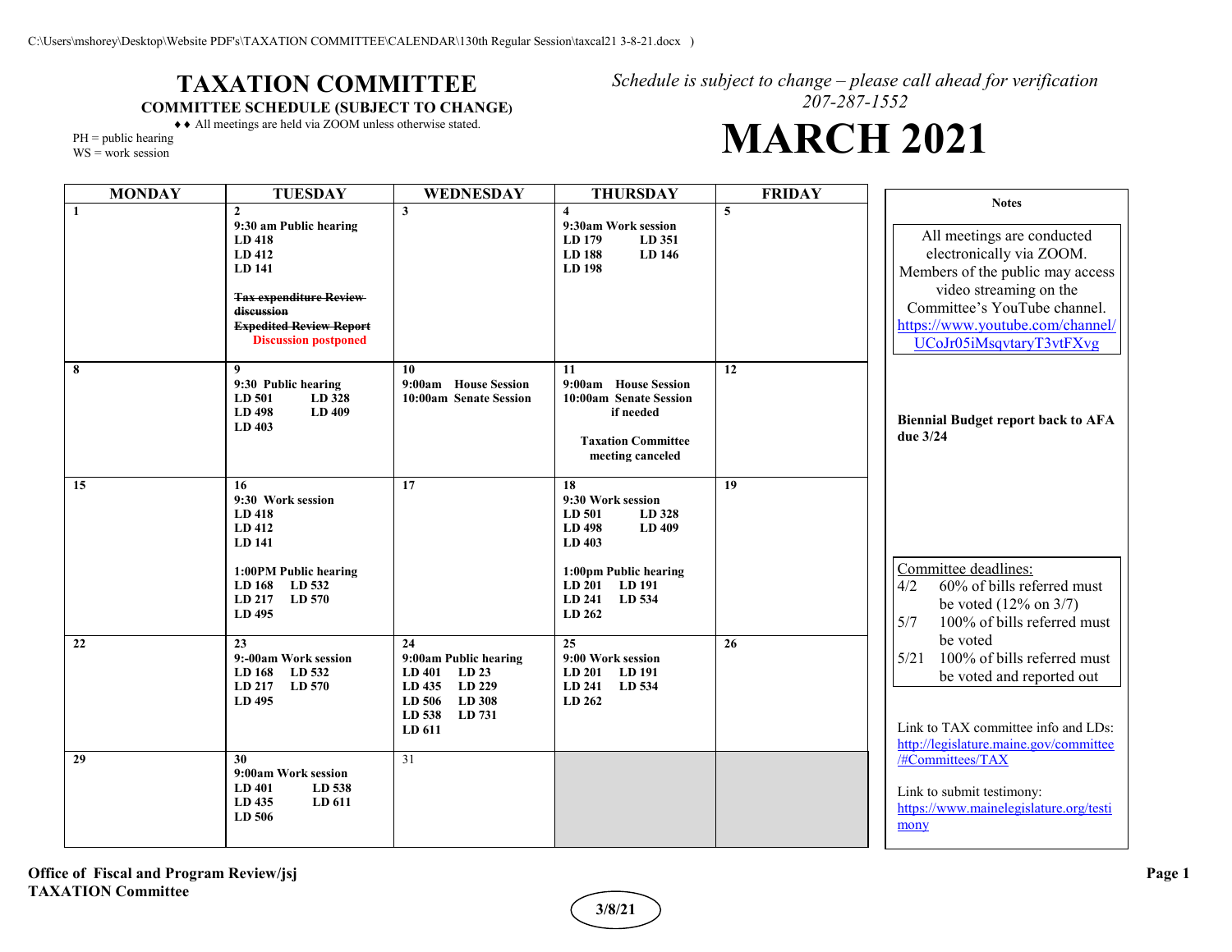C:\Users\mshorey\Desktop\Website PDF's\TAXATION COMMITTEE\CALENDAR\130th Regular Session\taxcal21 3-8-21.docx )

# TAXATION COMMITTEE

**COMMITTEE SCHEDULE (SUBJECT TO CHANGE)**

♦♦ All meetings are held via ZOOM unless otherwise stated.

PH = public hearing
WS = work session

*Schedule is subject to change – please call ahead for verification*
*207-287-1552*

# MARCH 2021

| MONDAY | TUESDAY | WEDNESDAY | THURSDAY | FRIDAY |
|---|---|---|---|---|
| **1** | **2**<br>**9:30 am Public hearing**<br>**LD 418**<br>**LD 412**<br>**LD 141**<br><br>~~**Tax expenditure Review discussion**~~<br>~~**Expedited Review Report**~~<br>**Discussion postponed** | **3** | **4**<br>**9:30am Work session**<br>**LD 179 LD 351**<br>**LD 188 LD 146**<br>**LD 198** | **5** |
| **8** | **9**<br>**9:30 Public hearing**<br>**LD 501 LD 328**<br>**LD 498 LD 409**<br>**LD 403** | **10**<br>**9:00am House Session**<br>**10:00am Senate Session** | **11**<br>**9:00am House Session**<br>**10:00am Senate Session if needed**<br><br>**Taxation Committee meeting canceled** | **12** |
| **15** | **16**<br>**9:30 Work session**<br>**LD 418**<br>**LD 412**<br>**LD 141**<br><br>**1:00PM Public hearing**<br>**LD 168 LD 532**<br>**LD 217 LD 570**<br>**LD 495** | **17** | **18**<br>**9:30 Work session**<br>**LD 501 LD 328**<br>**LD 498 LD 409**<br>**LD 403**<br><br>**1:00pm Public hearing**<br>**LD 201 LD 191**<br>**LD 241 LD 534**<br>**LD 262** | **19** |
| **22** | **23**<br>**9:-00am Work session**<br>**LD 168 LD 532**<br>**LD 217 LD 570**<br>**LD 495** | **24**<br>**9:00am Public hearing**<br>**LD 401 LD 23**<br>**LD 435 LD 229**<br>**LD 506 LD 308**<br>**LD 538 LD 731**<br>**LD 611** | **25**<br>**9:00 Work session**<br>**LD 201 LD 191**<br>**LD 241 LD 534**<br>**LD 262** | **26** |
| **29** | **30**<br>**9:00am Work session**<br>**LD 401 LD 538**<br>**LD 435 LD 611**<br>**LD 506** | 31 | | |

**Notes**

All meetings are conducted electronically via ZOOM. Members of the public may access video streaming on the Committee's YouTube channel. https://www.youtube.com/channel/UCoJr05iMsqvtaryT3vtFXvg

**Biennial Budget report back to AFA due 3/24**

Committee deadlines:
- 4/2 60% of bills referred must be voted (12% on 3/7)
- 5/7 100% of bills referred must be voted
- 5/21 100% of bills referred must be voted and reported out

Link to TAX committee info and LDs: http://legislature.maine.gov/committee/#Committees/TAX

Link to submit testimony: https://www.mainelegislature.org/testimony

**Office of Fiscal and Program Review/jsj**
**TAXATION Committee**

**3/8/21**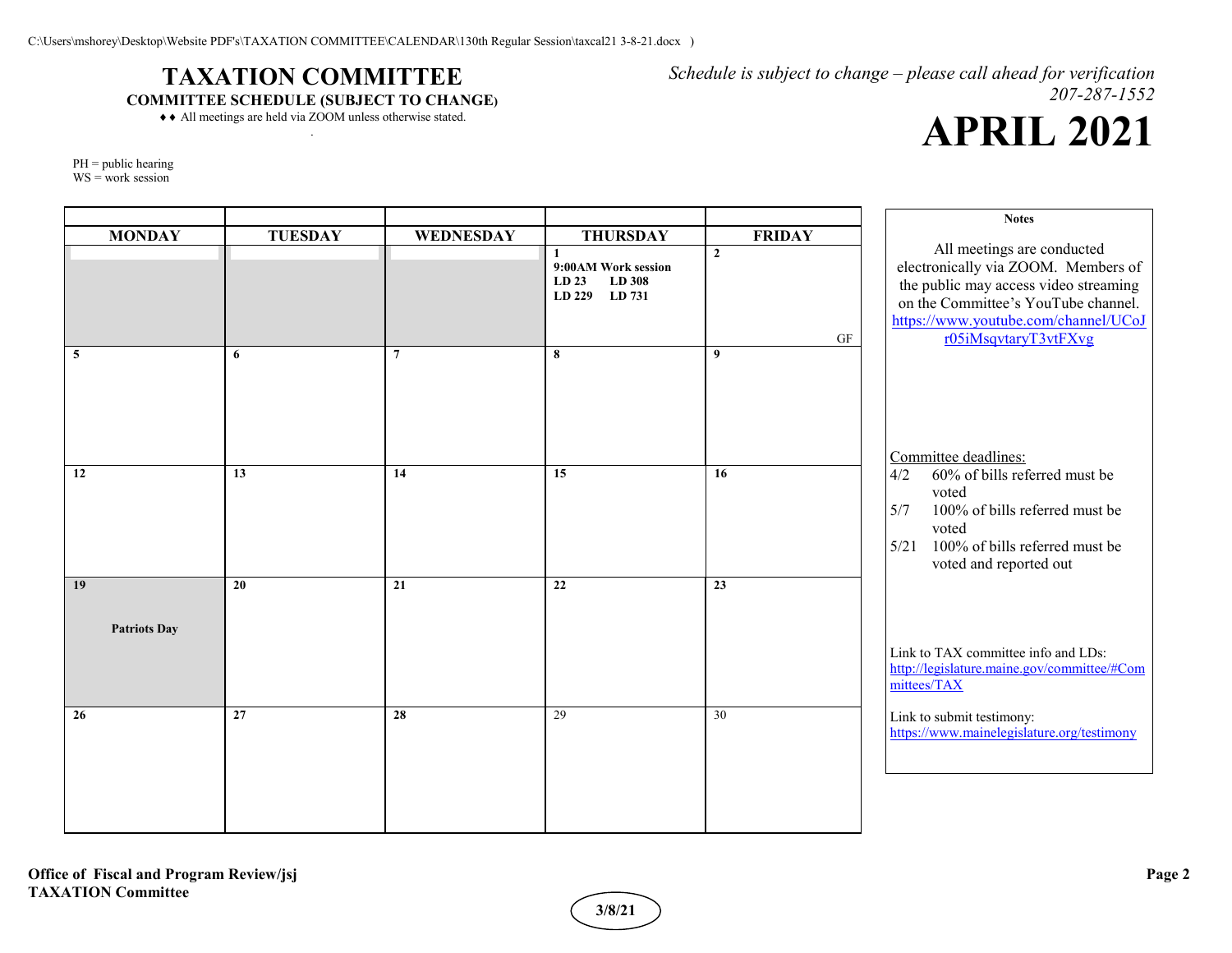# TAXATION COMMITTEE

**COMMITTEE SCHEDULE (SUBJECT TO CHANGE)**

♦♦ All meetings are held via ZOOM unless otherwise stated.

*Schedule is subject to change – please call ahead for verification*
*207-287-1552*

# APRIL 2021

PH = public hearing
WS = work session

| MONDAY | TUESDAY | WEDNESDAY | THURSDAY | FRIDAY |
|---|---|---|---|---|
| | | | **1** **9:00AM Work session** **LD 23 LD 308** **LD 229 LD 731** | **2** GF |
| **5** | **6** | **7** | **8** | **9** |
| **12** | **13** | **14** | **15** | **16** |
| **19** **Patriots Day** | **20** | **21** | **22** | **23** |
| **26** | **27** | **28** | 29 | 30 |

**Notes**

All meetings are conducted electronically via ZOOM. Members of the public may access video streaming on the Committee's YouTube channel. https://www.youtube.com/channel/UCoJr05iMsqvtaryT3vtFXvg

Committee deadlines:

- 4/2 60% of bills referred must be voted
- 5/7 100% of bills referred must be voted
- 5/21 100% of bills referred must be voted and reported out

Link to TAX committee info and LDs: http://legislature.maine.gov/committee/#Committees/TAX

Link to submit testimony: https://www.mainelegislature.org/testimony

**Office of Fiscal and Program Review/jsj**
**TAXATION Committee**

**3/8/21**